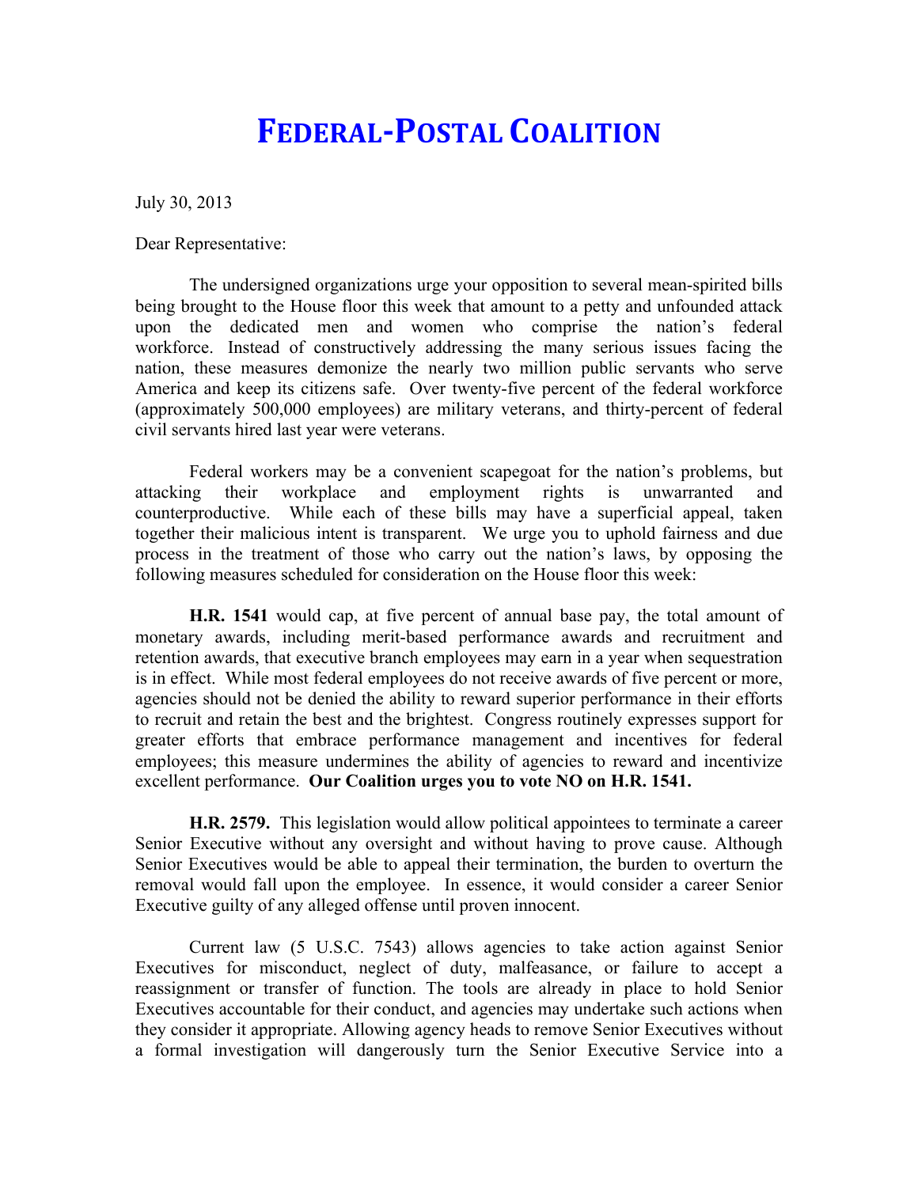# FEDERAL-POSTAL COALITION

July 30, 2013

Dear Representative:

The undersigned organizations urge your opposition to several mean-spirited bills being brought to the House floor this week that amount to a petty and unfounded attack upon the dedicated men and women who comprise the nation's federal workforce. Instead of constructively addressing the many serious issues facing the nation, these measures demonize the nearly two million public servants who serve America and keep its citizens safe. Over twenty-five percent of the federal workforce (approximately 500,000 employees) are military veterans, and thirty-percent of federal civil servants hired last year were veterans.

Federal workers may be a convenient scapegoat for the nation's problems, but attacking their workplace and employment rights is unwarranted and counterproductive. While each of these bills may have a superficial appeal, taken together their malicious intent is transparent. We urge you to uphold fairness and due process in the treatment of those who carry out the nation's laws, by opposing the following measures scheduled for consideration on the House floor this week:

**H.R. 1541** would cap, at five percent of annual base pay, the total amount of monetary awards, including merit-based performance awards and recruitment and retention awards, that executive branch employees may earn in a year when sequestration is in effect. While most federal employees do not receive awards of five percent or more, agencies should not be denied the ability to reward superior performance in their efforts to recruit and retain the best and the brightest. Congress routinely expresses support for greater efforts that embrace performance management and incentives for federal employees; this measure undermines the ability of agencies to reward and incentivize excellent performance. **Our Coalition urges you to vote NO on H.R. 1541.**

**H.R. 2579.** This legislation would allow political appointees to terminate a career Senior Executive without any oversight and without having to prove cause. Although Senior Executives would be able to appeal their termination, the burden to overturn the removal would fall upon the employee. In essence, it would consider a career Senior Executive guilty of any alleged offense until proven innocent.

Current law (5 U.S.C. 7543) allows agencies to take action against Senior Executives for misconduct, neglect of duty, malfeasance, or failure to accept a reassignment or transfer of function. The tools are already in place to hold Senior Executives accountable for their conduct, and agencies may undertake such actions when they consider it appropriate. Allowing agency heads to remove Senior Executives without a formal investigation will dangerously turn the Senior Executive Service into a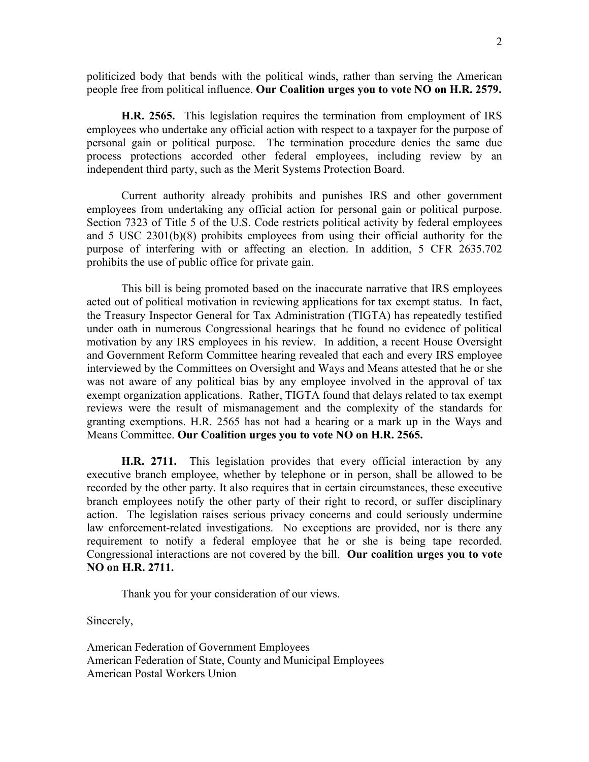politicized body that bends with the political winds, rather than serving the American people free from political influence. **Our Coalition urges you to vote NO on H.R. 2579.**

**H.R. 2565.** This legislation requires the termination from employment of IRS employees who undertake any official action with respect to a taxpayer for the purpose of personal gain or political purpose. The termination procedure denies the same due process protections accorded other federal employees, including review by an independent third party, such as the Merit Systems Protection Board.

Current authority already prohibits and punishes IRS and other government employees from undertaking any official action for personal gain or political purpose. Section 7323 of Title 5 of the U.S. Code restricts political activity by federal employees and 5 USC 2301(b)(8) prohibits employees from using their official authority for the purpose of interfering with or affecting an election. In addition, 5 CFR 2635.702 prohibits the use of public office for private gain.

This bill is being promoted based on the inaccurate narrative that IRS employees acted out of political motivation in reviewing applications for tax exempt status. In fact, the Treasury Inspector General for Tax Administration (TIGTA) has repeatedly testified under oath in numerous Congressional hearings that he found no evidence of political motivation by any IRS employees in his review. In addition, a recent House Oversight and Government Reform Committee hearing revealed that each and every IRS employee interviewed by the Committees on Oversight and Ways and Means attested that he or she was not aware of any political bias by any employee involved in the approval of tax exempt organization applications. Rather, TIGTA found that delays related to tax exempt reviews were the result of mismanagement and the complexity of the standards for granting exemptions. H.R. 2565 has not had a hearing or a mark up in the Ways and Means Committee. **Our Coalition urges you to vote NO on H.R. 2565.**

**H.R. 2711.** This legislation provides that every official interaction by any executive branch employee, whether by telephone or in person, shall be allowed to be recorded by the other party. It also requires that in certain circumstances, these executive branch employees notify the other party of their right to record, or suffer disciplinary action. The legislation raises serious privacy concerns and could seriously undermine law enforcement-related investigations. No exceptions are provided, nor is there any requirement to notify a federal employee that he or she is being tape recorded. Congressional interactions are not covered by the bill. **Our coalition urges you to vote NO on H.R. 2711.**

Thank you for your consideration of our views.

Sincerely,

American Federation of Government Employees
American Federation of State, County and Municipal Employees
American Postal Workers Union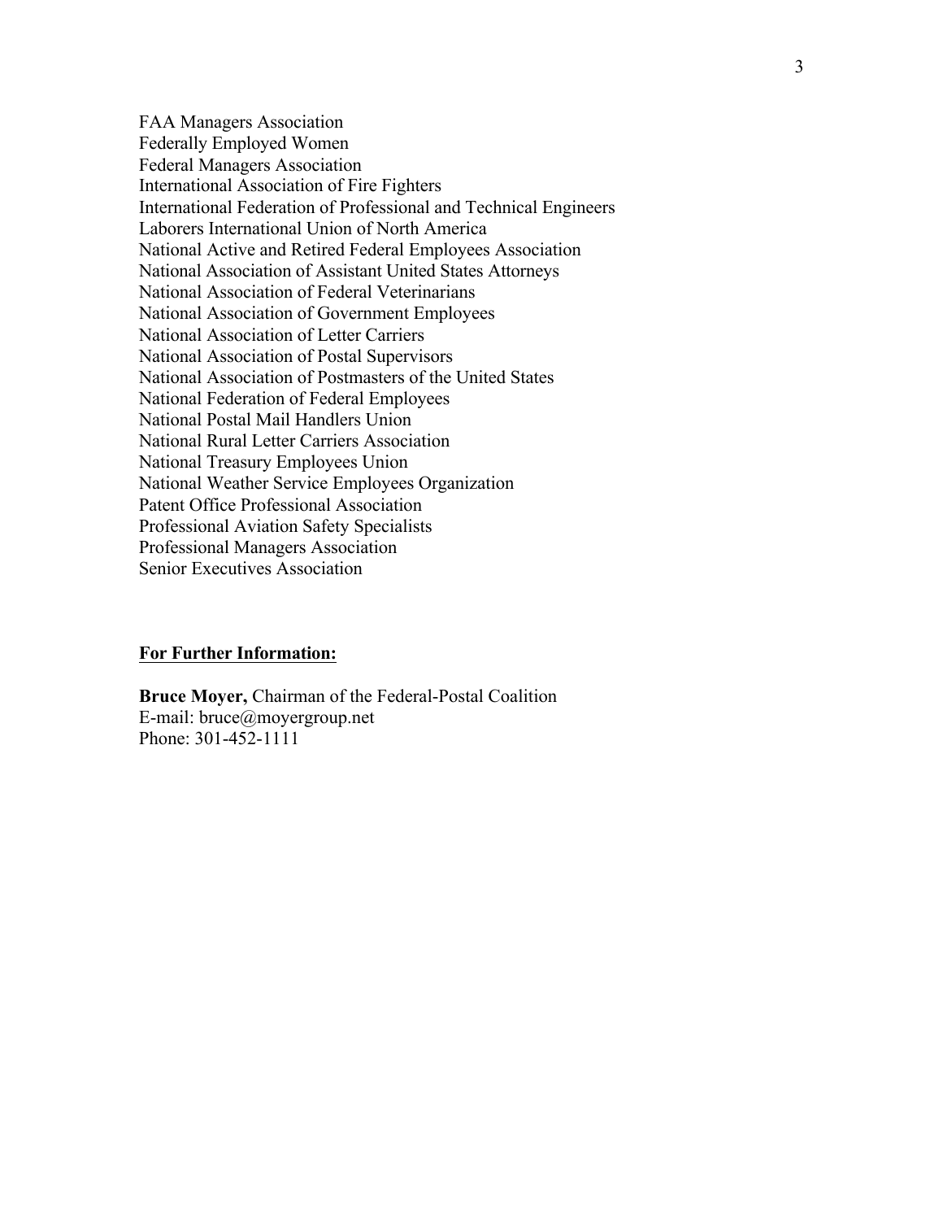FAA Managers Association
Federally Employed Women
Federal Managers Association
International Association of Fire Fighters
International Federation of Professional and Technical Engineers
Laborers International Union of North America
National Active and Retired Federal Employees Association
National Association of Assistant United States Attorneys
National Association of Federal Veterinarians
National Association of Government Employees
National Association of Letter Carriers
National Association of Postal Supervisors
National Association of Postmasters of the United States
National Federation of Federal Employees
National Postal Mail Handlers Union
National Rural Letter Carriers Association
National Treasury Employees Union
National Weather Service Employees Organization
Patent Office Professional Association
Professional Aviation Safety Specialists
Professional Managers Association
Senior Executives Association

**For Further Information:**

**Bruce Moyer,** Chairman of the Federal-Postal Coalition
E-mail: bruce@moyergroup.net
Phone: 301-452-1111